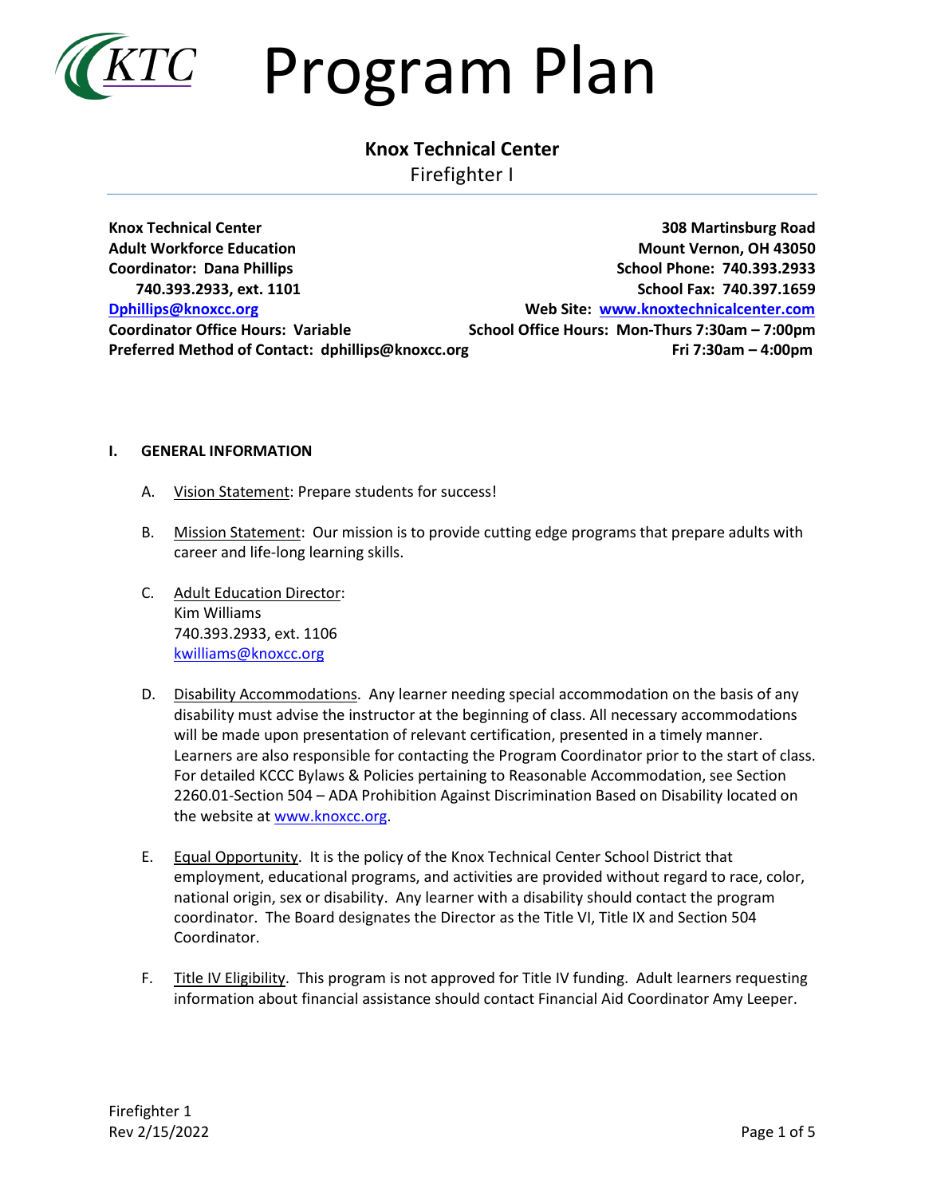# Program Plan

## Knox Technical Center

Firefighter I

---

**Knox Technical Center**
**Adult Workforce Education**
**Coordinator: Dana Phillips**
**740.393.2933, ext. 1101**
**Dphillips@knoxcc.org**
**Coordinator Office Hours: Variable**
**Preferred Method of Contact: dphillips@knoxcc.org**

**308 Martinsburg Road**
**Mount Vernon, OH 43050**
**School Phone: 740.393.2933**
**School Fax: 740.397.1659**
**Web Site: www.knoxtechnicalcenter.com**
**School Office Hours: Mon-Thurs 7:30am – 7:00pm**
**Fri 7:30am – 4:00pm**

### I. GENERAL INFORMATION

A. Vision Statement: Prepare students for success!

B. Mission Statement: Our mission is to provide cutting edge programs that prepare adults with career and life-long learning skills.

C. Adult Education Director:
Kim Williams
740.393.2933, ext. 1106
kwilliams@knoxcc.org

D. Disability Accommodations. Any learner needing special accommodation on the basis of any disability must advise the instructor at the beginning of class. All necessary accommodations will be made upon presentation of relevant certification, presented in a timely manner. Learners are also responsible for contacting the Program Coordinator prior to the start of class. For detailed KCCC Bylaws & Policies pertaining to Reasonable Accommodation, see Section 2260.01-Section 504 – ADA Prohibition Against Discrimination Based on Disability located on the website at www.knoxcc.org.

E. Equal Opportunity. It is the policy of the Knox Technical Center School District that employment, educational programs, and activities are provided without regard to race, color, national origin, sex or disability. Any learner with a disability should contact the program coordinator. The Board designates the Director as the Title VI, Title IX and Section 504 Coordinator.

F. Title IV Eligibility. This program is not approved for Title IV funding. Adult learners requesting information about financial assistance should contact Financial Aid Coordinator Amy Leeper.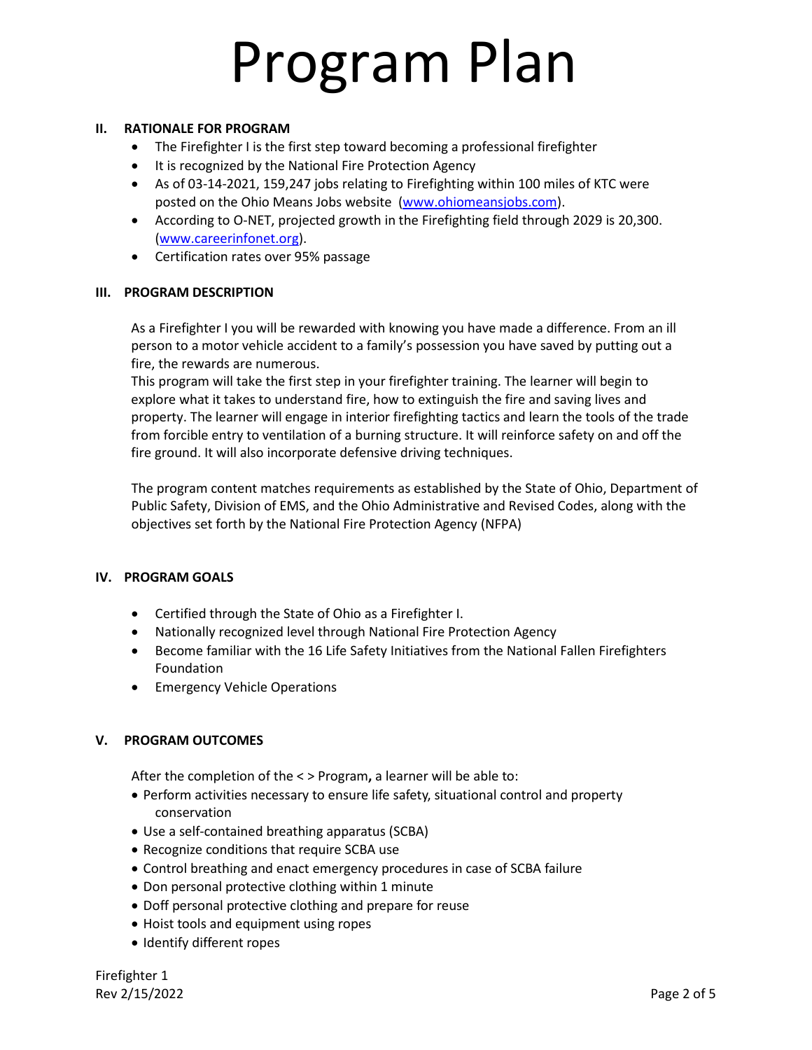# Program Plan

## II. RATIONALE FOR PROGRAM

- The Firefighter I is the first step toward becoming a professional firefighter
- It is recognized by the National Fire Protection Agency
- As of 03-14-2021, 159,247 jobs relating to Firefighting within 100 miles of KTC were posted on the Ohio Means Jobs website (www.ohiomeansjobs.com).
- According to O-NET, projected growth in the Firefighting field through 2029 is 20,300. (www.careerinfonet.org).
- Certification rates over 95% passage

## III. PROGRAM DESCRIPTION

As a Firefighter I you will be rewarded with knowing you have made a difference. From an ill person to a motor vehicle accident to a family's possession you have saved by putting out a fire, the rewards are numerous.
This program will take the first step in your firefighter training. The learner will begin to explore what it takes to understand fire, how to extinguish the fire and saving lives and property. The learner will engage in interior firefighting tactics and learn the tools of the trade from forcible entry to ventilation of a burning structure. It will reinforce safety on and off the fire ground. It will also incorporate defensive driving techniques.

The program content matches requirements as established by the State of Ohio, Department of Public Safety, Division of EMS, and the Ohio Administrative and Revised Codes, along with the objectives set forth by the National Fire Protection Agency (NFPA)

## IV. PROGRAM GOALS

- Certified through the State of Ohio as a Firefighter I.
- Nationally recognized level through National Fire Protection Agency
- Become familiar with the 16 Life Safety Initiatives from the National Fallen Firefighters Foundation
- Emergency Vehicle Operations

## V. PROGRAM OUTCOMES

After the completion of the < > Program**,** a learner will be able to:

- Perform activities necessary to ensure life safety, situational control and property conservation
- Use a self-contained breathing apparatus (SCBA)
- Recognize conditions that require SCBA use
- Control breathing and enact emergency procedures in case of SCBA failure
- Don personal protective clothing within 1 minute
- Doff personal protective clothing and prepare for reuse
- Hoist tools and equipment using ropes
- Identify different ropes

Firefighter 1
Rev 2/15/2022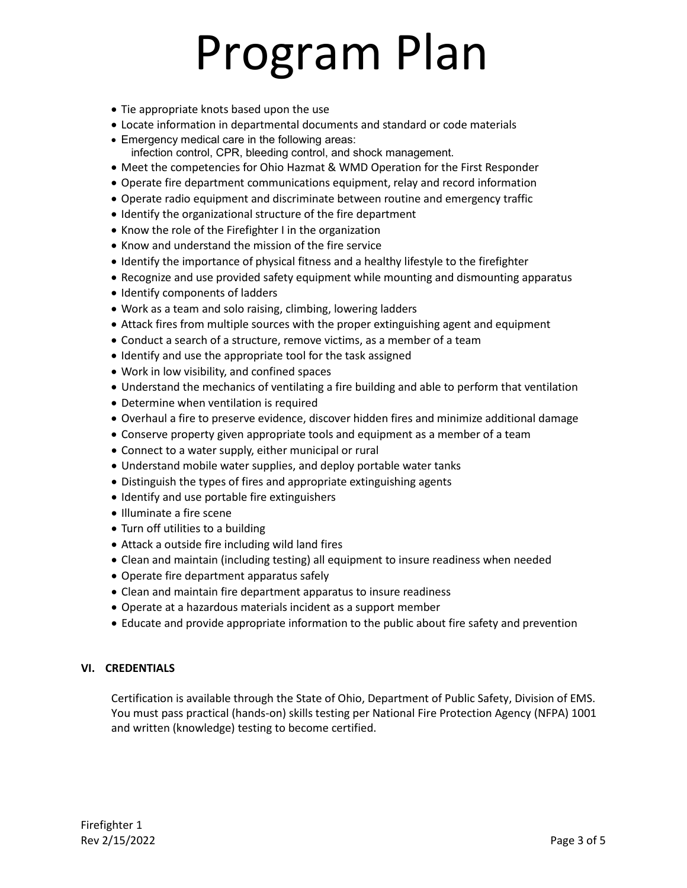# Program Plan

- Tie appropriate knots based upon the use
- Locate information in departmental documents and standard or code materials
- Emergency medical care in the following areas:
  infection control, CPR, bleeding control, and shock management.
- Meet the competencies for Ohio Hazmat & WMD Operation for the First Responder
- Operate fire department communications equipment, relay and record information
- Operate radio equipment and discriminate between routine and emergency traffic
- Identify the organizational structure of the fire department
- Know the role of the Firefighter I in the organization
- Know and understand the mission of the fire service
- Identify the importance of physical fitness and a healthy lifestyle to the firefighter
- Recognize and use provided safety equipment while mounting and dismounting apparatus
- Identify components of ladders
- Work as a team and solo raising, climbing, lowering ladders
- Attack fires from multiple sources with the proper extinguishing agent and equipment
- Conduct a search of a structure, remove victims, as a member of a team
- Identify and use the appropriate tool for the task assigned
- Work in low visibility, and confined spaces
- Understand the mechanics of ventilating a fire building and able to perform that ventilation
- Determine when ventilation is required
- Overhaul a fire to preserve evidence, discover hidden fires and minimize additional damage
- Conserve property given appropriate tools and equipment as a member of a team
- Connect to a water supply, either municipal or rural
- Understand mobile water supplies, and deploy portable water tanks
- Distinguish the types of fires and appropriate extinguishing agents
- Identify and use portable fire extinguishers
- Illuminate a fire scene
- Turn off utilities to a building
- Attack a outside fire including wild land fires
- Clean and maintain (including testing) all equipment to insure readiness when needed
- Operate fire department apparatus safely
- Clean and maintain fire department apparatus to insure readiness
- Operate at a hazardous materials incident as a support member
- Educate and provide appropriate information to the public about fire safety and prevention

## VI. CREDENTIALS

Certification is available through the State of Ohio, Department of Public Safety, Division of EMS. You must pass practical (hands-on) skills testing per National Fire Protection Agency (NFPA) 1001 and written (knowledge) testing to become certified.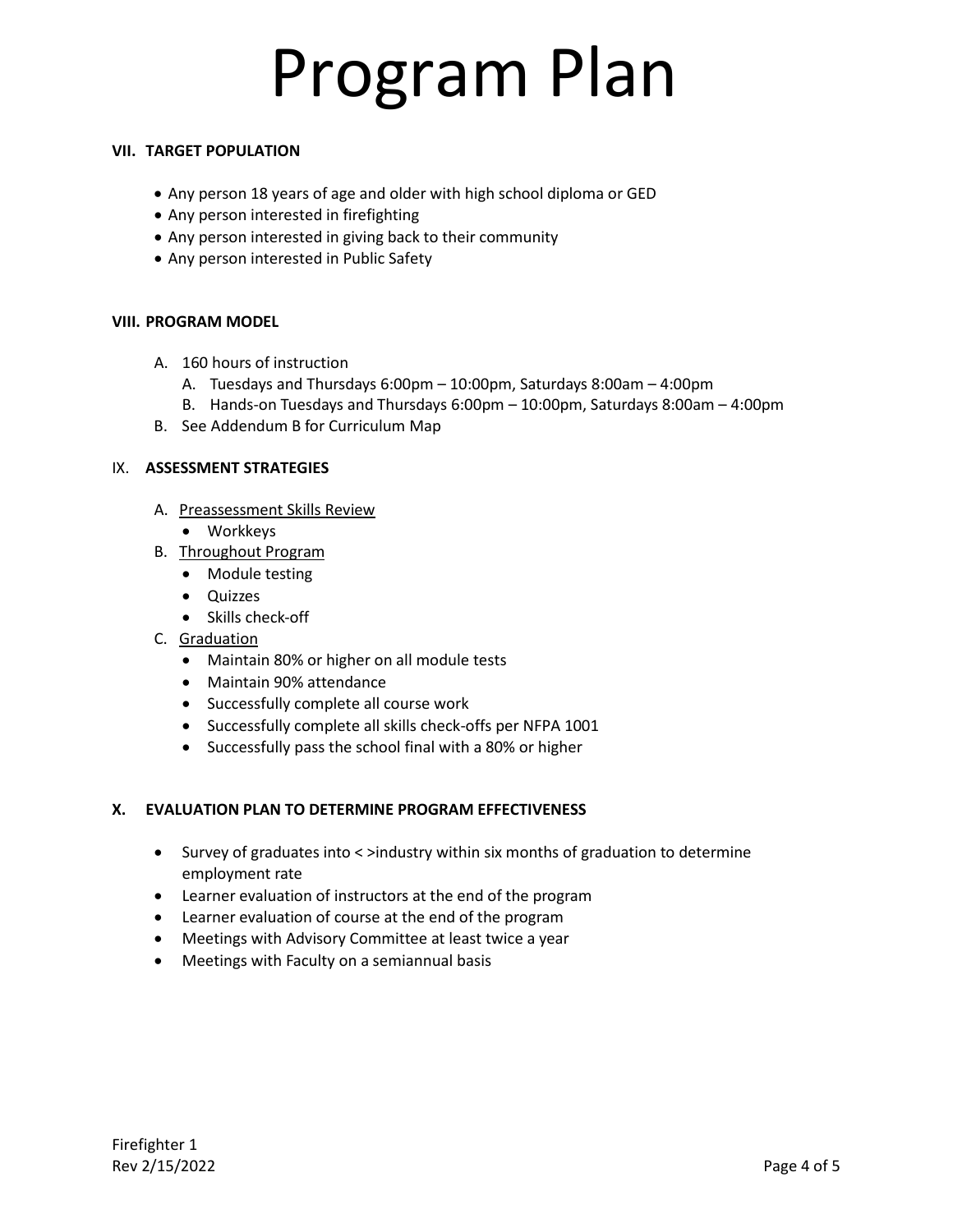# Program Plan

**VII. TARGET POPULATION**

- Any person 18 years of age and older with high school diploma or GED
- Any person interested in firefighting
- Any person interested in giving back to their community
- Any person interested in Public Safety

**VIII. PROGRAM MODEL**

A. 160 hours of instruction
   - A. Tuesdays and Thursdays 6:00pm – 10:00pm, Saturdays 8:00am – 4:00pm
   - B. Hands-on Tuesdays and Thursdays 6:00pm – 10:00pm, Saturdays 8:00am – 4:00pm

B. See Addendum B for Curriculum Map

IX. **ASSESSMENT STRATEGIES**

A. Preassessment Skills Review
   - Workkeys

B. Throughout Program
   - Module testing
   - Quizzes
   - Skills check-off

C. Graduation
   - Maintain 80% or higher on all module tests
   - Maintain 90% attendance
   - Successfully complete all course work
   - Successfully complete all skills check-offs per NFPA 1001
   - Successfully pass the school final with a 80% or higher

**X. EVALUATION PLAN TO DETERMINE PROGRAM EFFECTIVENESS**

- Survey of graduates into < >industry within six months of graduation to determine employment rate
- Learner evaluation of instructors at the end of the program
- Learner evaluation of course at the end of the program
- Meetings with Advisory Committee at least twice a year
- Meetings with Faculty on a semiannual basis

Firefighter 1
Rev 2/15/2022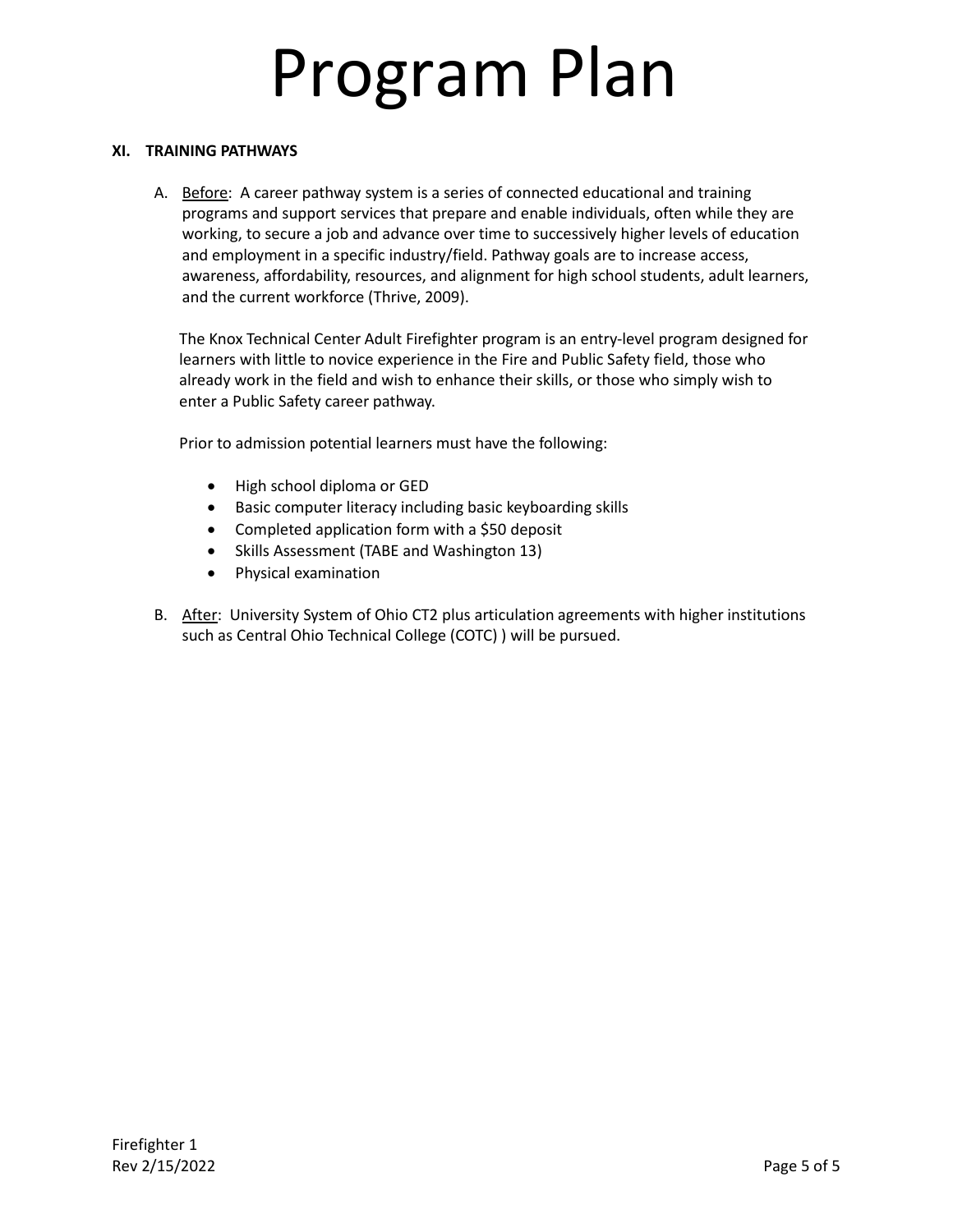# Program Plan

## XI. TRAINING PATHWAYS

A. <u>Before</u>: A career pathway system is a series of connected educational and training programs and support services that prepare and enable individuals, often while they are working, to secure a job and advance over time to successively higher levels of education and employment in a specific industry/field. Pathway goals are to increase access, awareness, affordability, resources, and alignment for high school students, adult learners, and the current workforce (Thrive, 2009).

The Knox Technical Center Adult Firefighter program is an entry-level program designed for learners with little to novice experience in the Fire and Public Safety field, those who already work in the field and wish to enhance their skills, or those who simply wish to enter a Public Safety career pathway.

Prior to admission potential learners must have the following:

- High school diploma or GED
- Basic computer literacy including basic keyboarding skills
- Completed application form with a $50 deposit
- Skills Assessment (TABE and Washington 13)
- Physical examination

B. <u>After</u>: University System of Ohio CT2 plus articulation agreements with higher institutions such as Central Ohio Technical College (COTC) ) will be pursued.